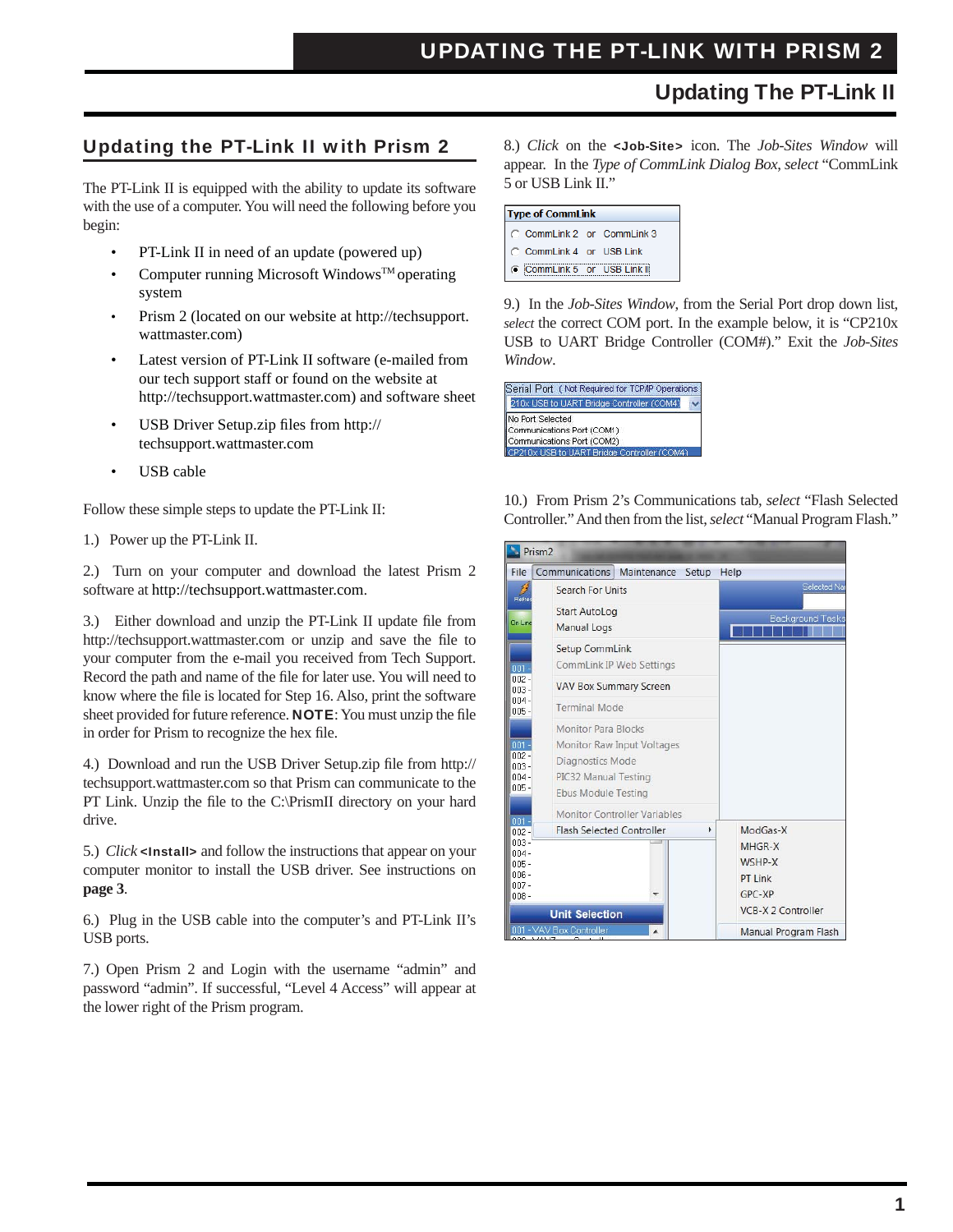## Updating the PT-Link II with Prism 2

The PT-Link II is equipped with the ability to update its software with the use of a computer. You will need the following before you begin:

- PT-Link II in need of an update (powered up)
- Computer running Microsoft Windows™ operating system
- Prism 2 (located on our website at http://techsupport.wattmaster.com)
- Latest version of PT-Link II software (e-mailed from our tech support staff or found on the website at http://techsupport.wattmaster.com) and software sheet
- USB Driver Setup.zip files from http://techsupport.wattmaster.com
- USB cable

Follow these simple steps to update the PT-Link II:

1.) Power up the PT-Link II.

2.) Turn on your computer and download the latest Prism 2 software at http://techsupport.wattmaster.com.

3.) Either download and unzip the PT-Link II update file from http://techsupport.wattmaster.com or unzip and save the file to your computer from the e-mail you received from Tech Support. Record the path and name of the file for later use. You will need to know where the file is located for Step 16. Also, print the software sheet provided for future reference. **NOTE**: You must unzip the file in order for Prism to recognize the hex file.

4.) Download and run the USB Driver Setup.zip file from http://techsupport.wattmaster.com so that Prism can communicate to the PT Link. Unzip the file to the C:\PrismII directory on your hard drive.

5.) *Click* **<Install>** and follow the instructions that appear on your computer monitor to install the USB driver. See instructions on **page 3**.

6.) Plug in the USB cable into the computer's and PT-Link II's USB ports.

7.) Open Prism 2 and Login with the username "admin" and password "admin". If successful, "Level 4 Access" will appear at the lower right of the Prism program.

8.) *Click* on the **<Job-Site>** icon. The *Job-Sites Window* will appear. In the *Type of CommLink Dialog Box*, *select* "CommLink 5 or USB Link II."

9.) In the *Job-Sites Window*, from the Serial Port drop down list, *select* the correct COM port. In the example below, it is "CP210x USB to UART Bridge Controller (COM#)." Exit the *Job-Sites Window*.

10.) From Prism 2's Communications tab, *select* "Flash Selected Controller." And then from the list, *select* "Manual Program Flash."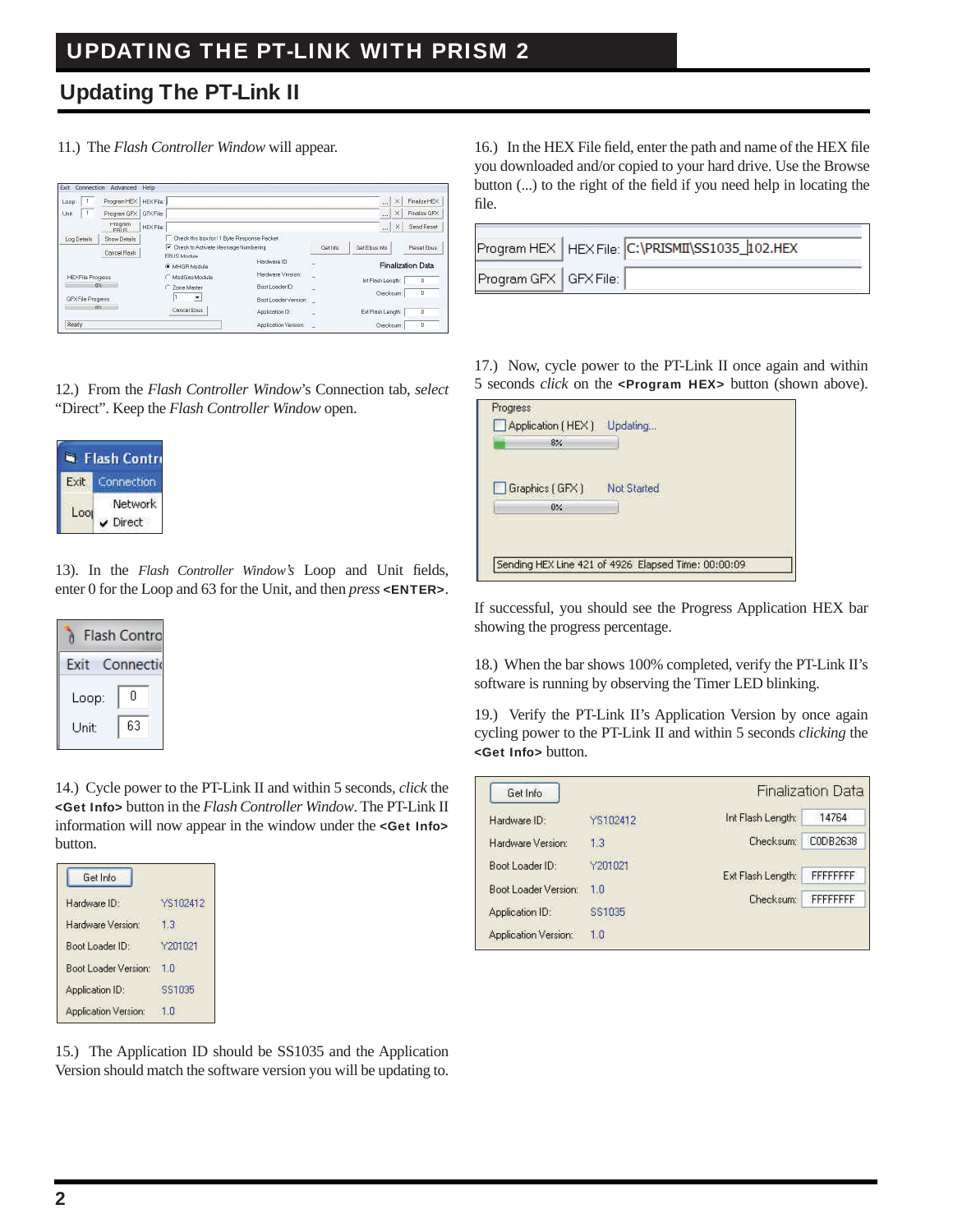# UPDATING THE PT-LINK WITH PRISM 2

## Updating The PT-Link II

11.) The *Flash Controller Window* will appear.

12.) From the *Flash Controller Window*'s Connection tab, *select* “Direct”. Keep the *Flash Controller Window* open.

13). In the *Flash Controller Window's* Loop and Unit fields, enter 0 for the Loop and 63 for the Unit, and then *press* **<ENTER>**.

14.) Cycle power to the PT-Link II and within 5 seconds, *click* the **<Get Info>** button in the *Flash Controller Window*. The PT-Link II information will now appear in the window under the **<Get Info>** button.

15.) The Application ID should be SS1035 and the Application Version should match the software version you will be updating to.

16.) In the HEX File field, enter the path and name of the HEX file you downloaded and/or copied to your hard drive. Use the Browse button (...) to the right of the field if you need help in locating the file.

17.) Now, cycle power to the PT-Link II once again and within 5 seconds *click* on the **<Program HEX>** button (shown above).

If successful, you should see the Progress Application HEX bar showing the progress percentage.

18.) When the bar shows 100% completed, verify the PT-Link II's software is running by observing the Timer LED blinking.

19.) Verify the PT-Link II's Application Version by once again cycling power to the PT-Link II and within 5 seconds *clicking* the **<Get Info>** button.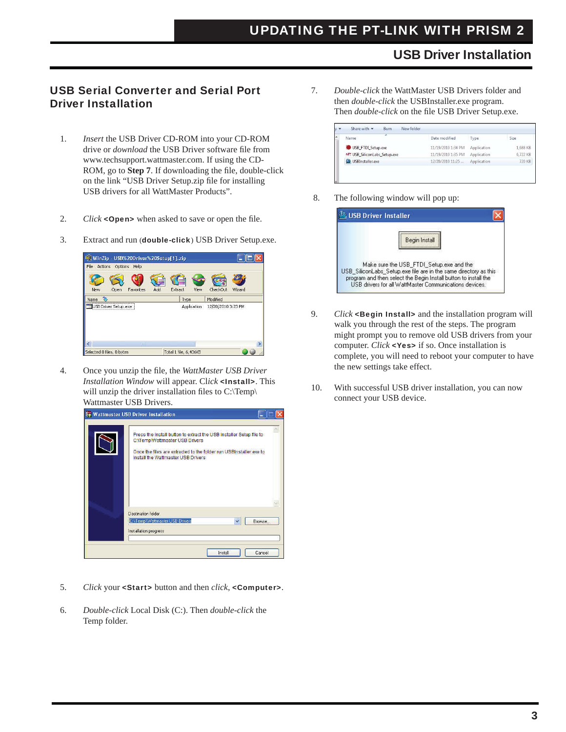## USB Driver Installation

### USB Serial Converter and Serial Port Driver Installation

1. *Insert* the USB Driver CD-ROM into your CD-ROM drive or *download* the USB Driver software file from www.techsupport.wattmaster.com. If using the CD-ROM, go to **Step 7**. If downloading the file, double-click on the link "USB Driver Setup.zip file for installing USB drivers for all WattMaster Products".

2. *Click* **<Open>** when asked to save or open the file.

3. Extract and run (**double-click**) USB Driver Setup.exe.

4. Once you unzip the file, the *WattMaster USB Driver Installation Window* will appear. *Click* **<Install>**. This will unzip the driver installation files to C:\Temp\Wattmaster USB Drivers.

5. *Click* your **<Start>** button and then *click*, **<Computer>**.

6. *Double-click* Local Disk (C:). Then *double-click* the Temp folder.

7. *Double-click* the WattMaster USB Drivers folder and then *double-click* the USBInstaller.exe program. Then *double-click* on the file USB Driver Setup.exe.

8. The following window will pop up:

9. *Click* **<Begin Install>** and the installation program will walk you through the rest of the steps. The program might prompt you to remove old USB drivers from your computer. *Click* **<Yes>** if so. Once installation is complete, you will need to reboot your computer to have the new settings take effect.

10. With successful USB driver installation, you can now connect your USB device.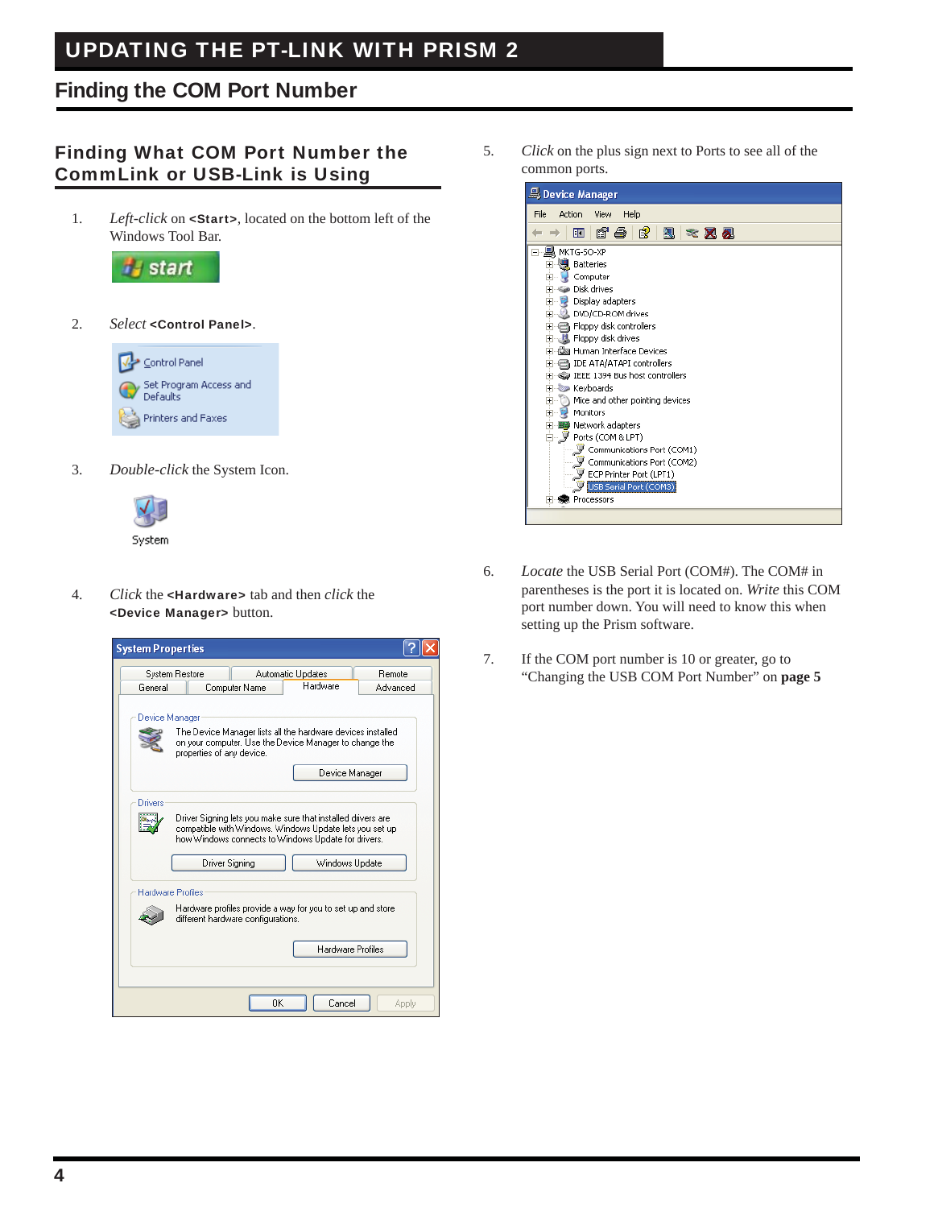# UPDATING THE PT-LINK WITH PRISM 2

## Finding the COM Port Number

### Finding What COM Port Number the CommLink or USB-Link is Using

1. *Left-click* on **<Start>**, located on the bottom left of the Windows Tool Bar.

2. *Select* **<Control Panel>**.

3. *Double-click* the System Icon.

4. *Click* the **<Hardware>** tab and then *click* the **<Device Manager>** button.

5. *Click* on the plus sign next to Ports to see all of the common ports.

6. *Locate* the USB Serial Port (COM#). The COM# in parentheses is the port it is located on. *Write* this COM port number down. You will need to know this when setting up the Prism software.

7. If the COM port number is 10 or greater, go to “Changing the USB COM Port Number” on **page 5**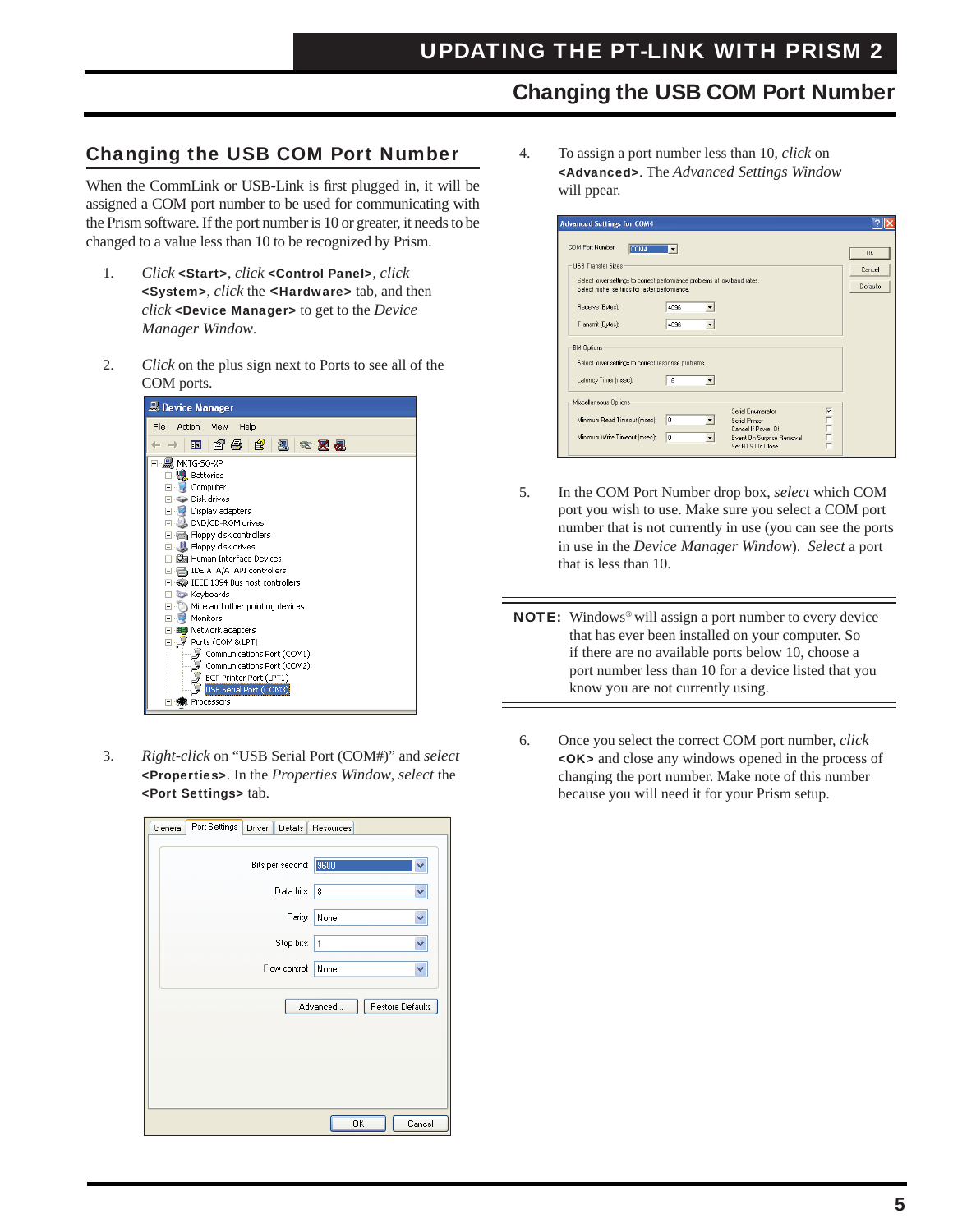## Changing the USB COM Port Number

When the CommLink or USB-Link is first plugged in, it will be assigned a COM port number to be used for communicating with the Prism software. If the port number is 10 or greater, it needs to be changed to a value less than 10 to be recognized by Prism.

1. *Click* **<Start>**, *click* **<Control Panel>**, *click* **<System>**, *click* the **<Hardware>** tab, and then *click* **<Device Manager>** to get to the *Device Manager Window.*

2. *Click* on the plus sign next to Ports to see all of the COM ports.

3. *Right-click* on "USB Serial Port (COM#)" and *select* **<Properties>**. In the *Properties Window*, *select* the **<Port Settings>** tab.

4. To assign a port number less than 10, *click* on **<Advanced>**. The *Advanced Settings Window* will ppear.

5. In the COM Port Number drop box, *select* which COM port you wish to use. Make sure you select a COM port number that is not currently in use (you can see the ports in use in the *Device Manager Window*). *Select* a port that is less than 10.

**NOTE:** Windows® will assign a port number to every device that has ever been installed on your computer. So if there are no available ports below 10, choose a port number less than 10 for a device listed that you know you are not currently using.

6. Once you select the correct COM port number, *click* **<OK>** and close any windows opened in the process of changing the port number. Make note of this number because you will need it for your Prism setup.